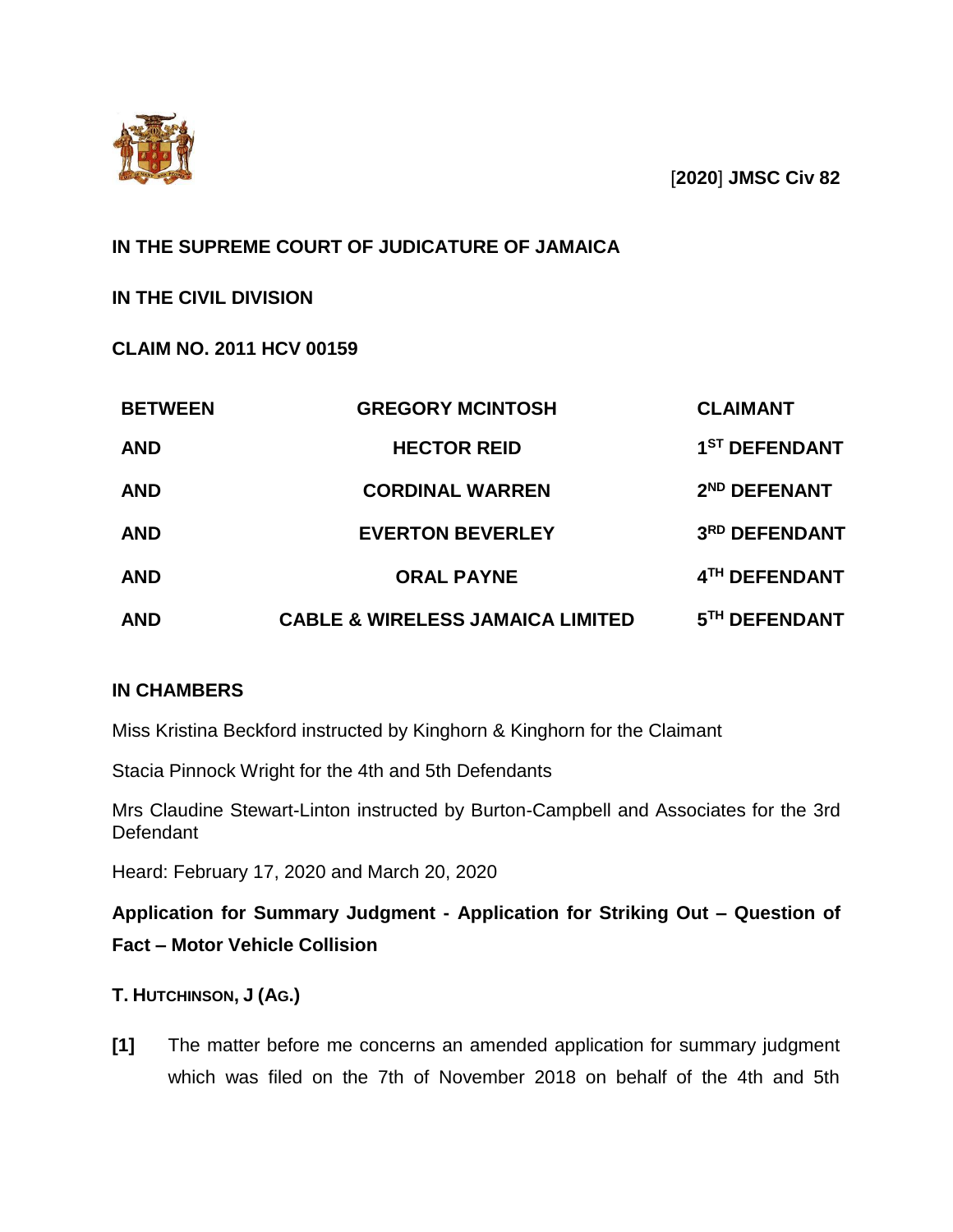[**2020**] **JMSC Civ 82**

**IN THE SUPREME COURT OF JUDICATURE OF JAMAICA**

**IN THE CIVIL DIVISION**

**CLAIM NO. 2011 HCV 00159**

| | | |
|---|---|---|
| **BETWEEN** | **GREGORY MCINTOSH** | **CLAIMANT** |
| **AND** | **HECTOR REID** | **1ST DEFENDANT** |
| **AND** | **CORDINAL WARREN** | **2ND DEFENANT** |
| **AND** | **EVERTON BEVERLEY** | **3RD DEFENDANT** |
| **AND** | **ORAL PAYNE** | **4TH DEFENDANT** |
| **AND** | **CABLE & WIRELESS JAMAICA LIMITED** | **5TH DEFENDANT** |

**IN CHAMBERS**

Miss Kristina Beckford instructed by Kinghorn & Kinghorn for the Claimant

Stacia Pinnock Wright for the 4th and 5th Defendants

Mrs Claudine Stewart-Linton instructed by Burton-Campbell and Associates for the 3rd Defendant

Heard: February 17, 2020 and March 20, 2020

**Application for Summary Judgment - Application for Striking Out – Question of Fact – Motor Vehicle Collision**

**T. HUTCHINSON, J (AG.)**

**[1]** The matter before me concerns an amended application for summary judgment which was filed on the 7th of November 2018 on behalf of the 4th and 5th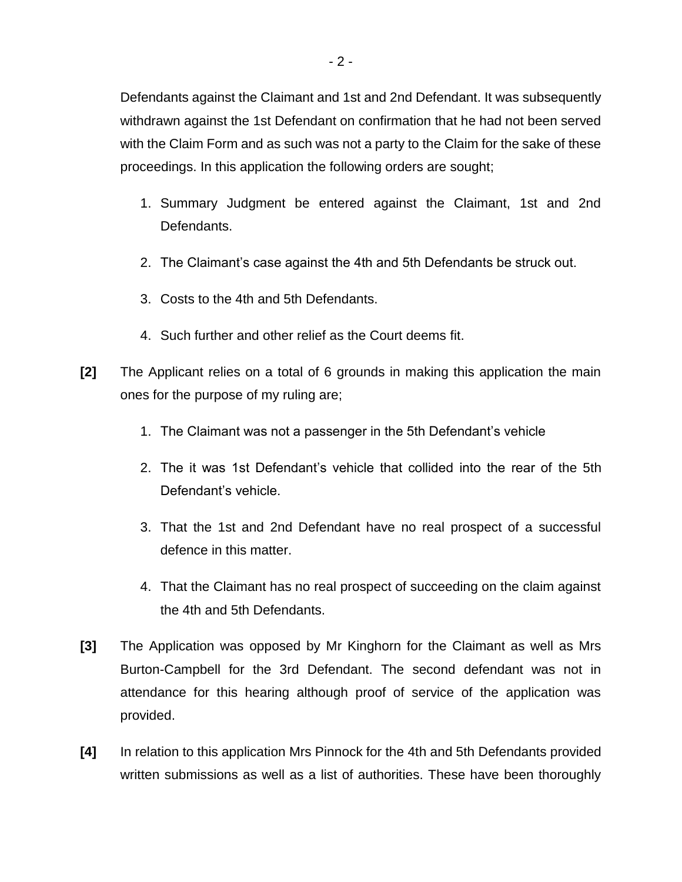Defendants against the Claimant and 1st and 2nd Defendant. It was subsequently withdrawn against the 1st Defendant on confirmation that he had not been served with the Claim Form and as such was not a party to the Claim for the sake of these proceedings. In this application the following orders are sought;

1. Summary Judgment be entered against the Claimant, 1st and 2nd Defendants.
2. The Claimant's case against the 4th and 5th Defendants be struck out.
3. Costs to the 4th and 5th Defendants.
4. Such further and other relief as the Court deems fit.

**[2]** The Applicant relies on a total of 6 grounds in making this application the main ones for the purpose of my ruling are;

1. The Claimant was not a passenger in the 5th Defendant's vehicle
2. The it was 1st Defendant's vehicle that collided into the rear of the 5th Defendant's vehicle.
3. That the 1st and 2nd Defendant have no real prospect of a successful defence in this matter.
4. That the Claimant has no real prospect of succeeding on the claim against the 4th and 5th Defendants.

**[3]** The Application was opposed by Mr Kinghorn for the Claimant as well as Mrs Burton-Campbell for the 3rd Defendant. The second defendant was not in attendance for this hearing although proof of service of the application was provided.

**[4]** In relation to this application Mrs Pinnock for the 4th and 5th Defendants provided written submissions as well as a list of authorities. These have been thoroughly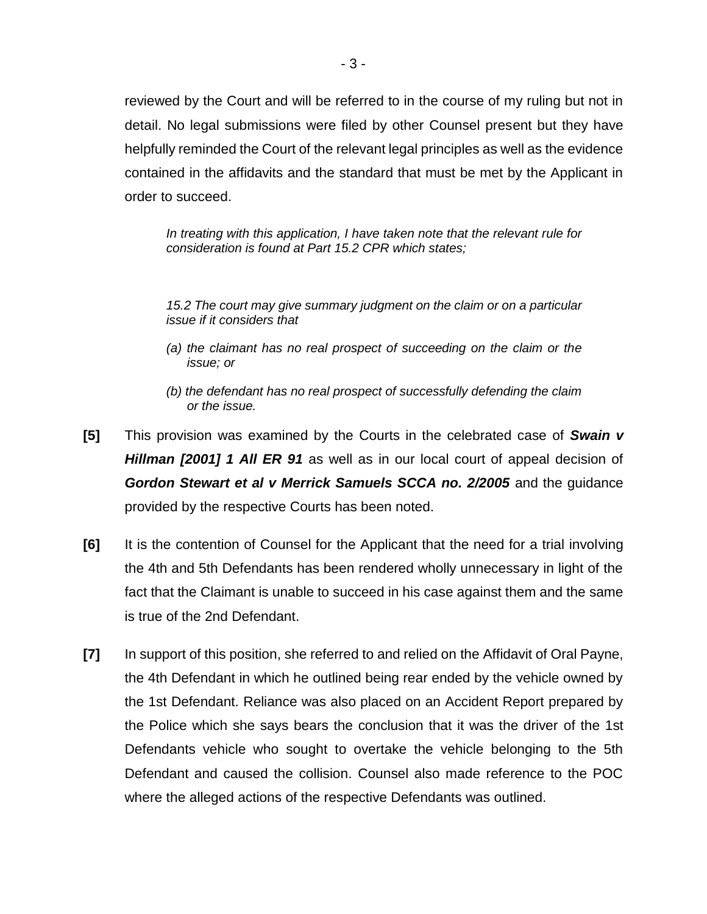reviewed by the Court and will be referred to in the course of my ruling but not in detail. No legal submissions were filed by other Counsel present but they have helpfully reminded the Court of the relevant legal principles as well as the evidence contained in the affidavits and the standard that must be met by the Applicant in order to succeed.

> *In treating with this application, I have taken note that the relevant rule for consideration is found at Part 15.2 CPR which states;*
>
> *15.2 The court may give summary judgment on the claim or on a particular issue if it considers that*
>
> *(a) the claimant has no real prospect of succeeding on the claim or the issue; or*
>
> *(b) the defendant has no real prospect of successfully defending the claim or the issue.*

**[5]** This provision was examined by the Courts in the celebrated case of ***Swain v Hillman [2001] 1 All ER 91*** as well as in our local court of appeal decision of ***Gordon Stewart et al v Merrick Samuels SCCA no. 2/2005*** and the guidance provided by the respective Courts has been noted.

**[6]** It is the contention of Counsel for the Applicant that the need for a trial involving the 4th and 5th Defendants has been rendered wholly unnecessary in light of the fact that the Claimant is unable to succeed in his case against them and the same is true of the 2nd Defendant.

**[7]** In support of this position, she referred to and relied on the Affidavit of Oral Payne, the 4th Defendant in which he outlined being rear ended by the vehicle owned by the 1st Defendant. Reliance was also placed on an Accident Report prepared by the Police which she says bears the conclusion that it was the driver of the 1st Defendants vehicle who sought to overtake the vehicle belonging to the 5th Defendant and caused the collision. Counsel also made reference to the POC where the alleged actions of the respective Defendants was outlined.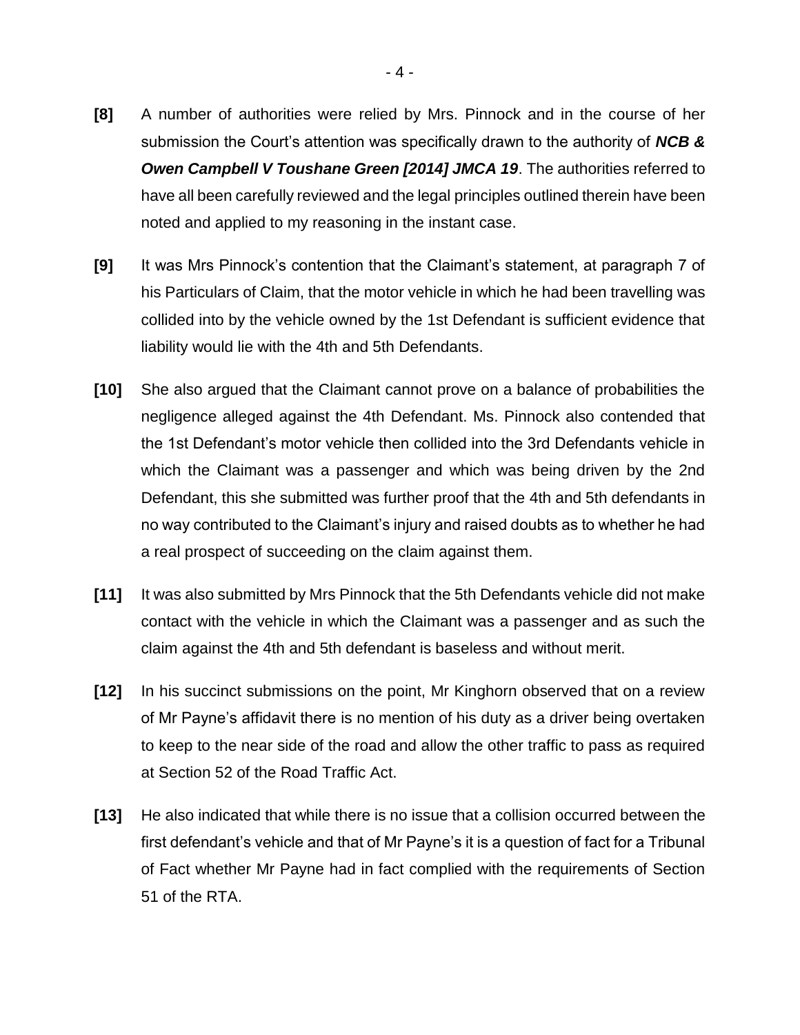**[8]** A number of authorities were relied by Mrs. Pinnock and in the course of her submission the Court's attention was specifically drawn to the authority of ***NCB & Owen Campbell V Toushane Green [2014] JMCA 19***. The authorities referred to have all been carefully reviewed and the legal principles outlined therein have been noted and applied to my reasoning in the instant case.

**[9]** It was Mrs Pinnock's contention that the Claimant's statement, at paragraph 7 of his Particulars of Claim, that the motor vehicle in which he had been travelling was collided into by the vehicle owned by the 1st Defendant is sufficient evidence that liability would lie with the 4th and 5th Defendants.

**[10]** She also argued that the Claimant cannot prove on a balance of probabilities the negligence alleged against the 4th Defendant. Ms. Pinnock also contended that the 1st Defendant's motor vehicle then collided into the 3rd Defendants vehicle in which the Claimant was a passenger and which was being driven by the 2nd Defendant, this she submitted was further proof that the 4th and 5th defendants in no way contributed to the Claimant's injury and raised doubts as to whether he had a real prospect of succeeding on the claim against them.

**[11]** It was also submitted by Mrs Pinnock that the 5th Defendants vehicle did not make contact with the vehicle in which the Claimant was a passenger and as such the claim against the 4th and 5th defendant is baseless and without merit.

**[12]** In his succinct submissions on the point, Mr Kinghorn observed that on a review of Mr Payne's affidavit there is no mention of his duty as a driver being overtaken to keep to the near side of the road and allow the other traffic to pass as required at Section 52 of the Road Traffic Act.

**[13]** He also indicated that while there is no issue that a collision occurred between the first defendant's vehicle and that of Mr Payne's it is a question of fact for a Tribunal of Fact whether Mr Payne had in fact complied with the requirements of Section 51 of the RTA.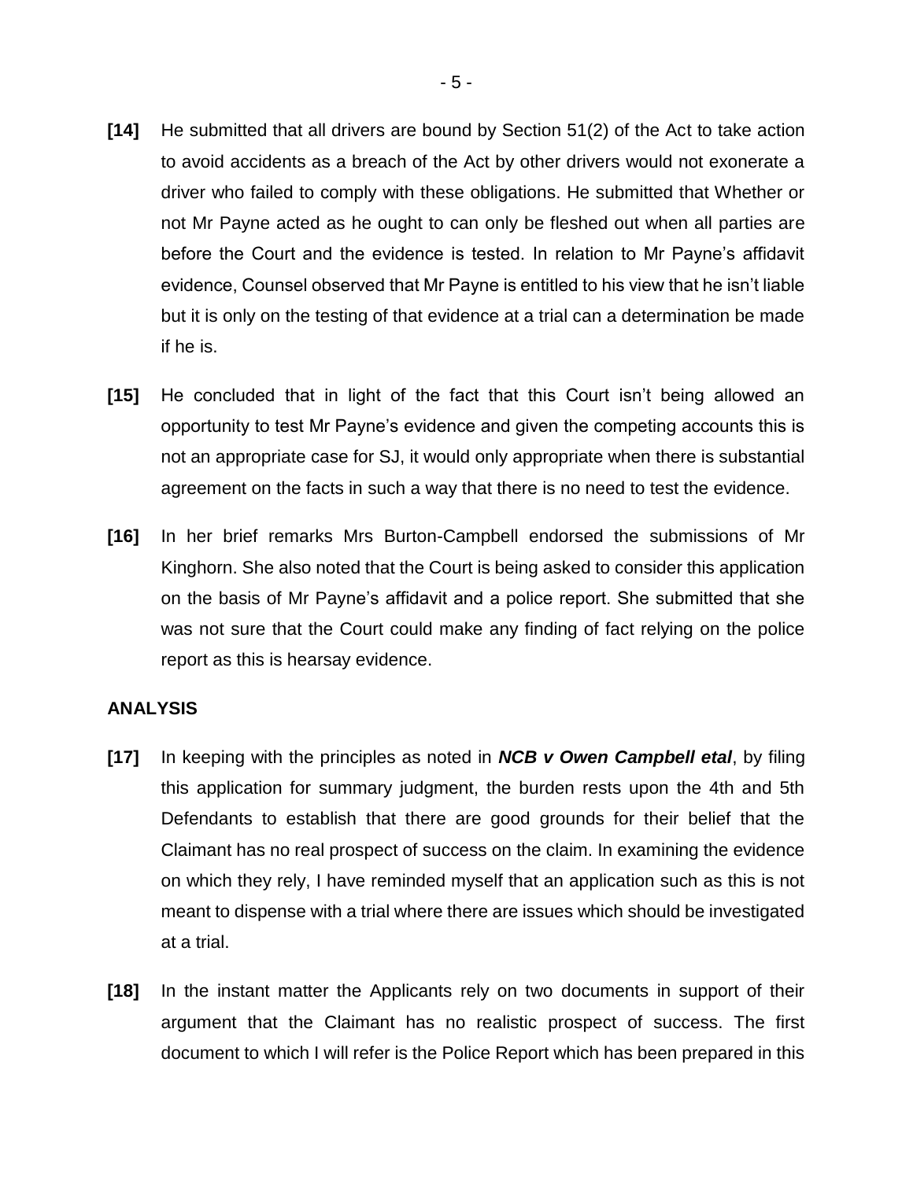**[14]** He submitted that all drivers are bound by Section 51(2) of the Act to take action to avoid accidents as a breach of the Act by other drivers would not exonerate a driver who failed to comply with these obligations. He submitted that Whether or not Mr Payne acted as he ought to can only be fleshed out when all parties are before the Court and the evidence is tested. In relation to Mr Payne's affidavit evidence, Counsel observed that Mr Payne is entitled to his view that he isn't liable but it is only on the testing of that evidence at a trial can a determination be made if he is.

**[15]** He concluded that in light of the fact that this Court isn't being allowed an opportunity to test Mr Payne's evidence and given the competing accounts this is not an appropriate case for SJ, it would only appropriate when there is substantial agreement on the facts in such a way that there is no need to test the evidence.

**[16]** In her brief remarks Mrs Burton-Campbell endorsed the submissions of Mr Kinghorn. She also noted that the Court is being asked to consider this application on the basis of Mr Payne's affidavit and a police report. She submitted that she was not sure that the Court could make any finding of fact relying on the police report as this is hearsay evidence.

## ANALYSIS

**[17]** In keeping with the principles as noted in ***NCB v Owen Campbell etal***, by filing this application for summary judgment, the burden rests upon the 4th and 5th Defendants to establish that there are good grounds for their belief that the Claimant has no real prospect of success on the claim. In examining the evidence on which they rely, I have reminded myself that an application such as this is not meant to dispense with a trial where there are issues which should be investigated at a trial.

**[18]** In the instant matter the Applicants rely on two documents in support of their argument that the Claimant has no realistic prospect of success. The first document to which I will refer is the Police Report which has been prepared in this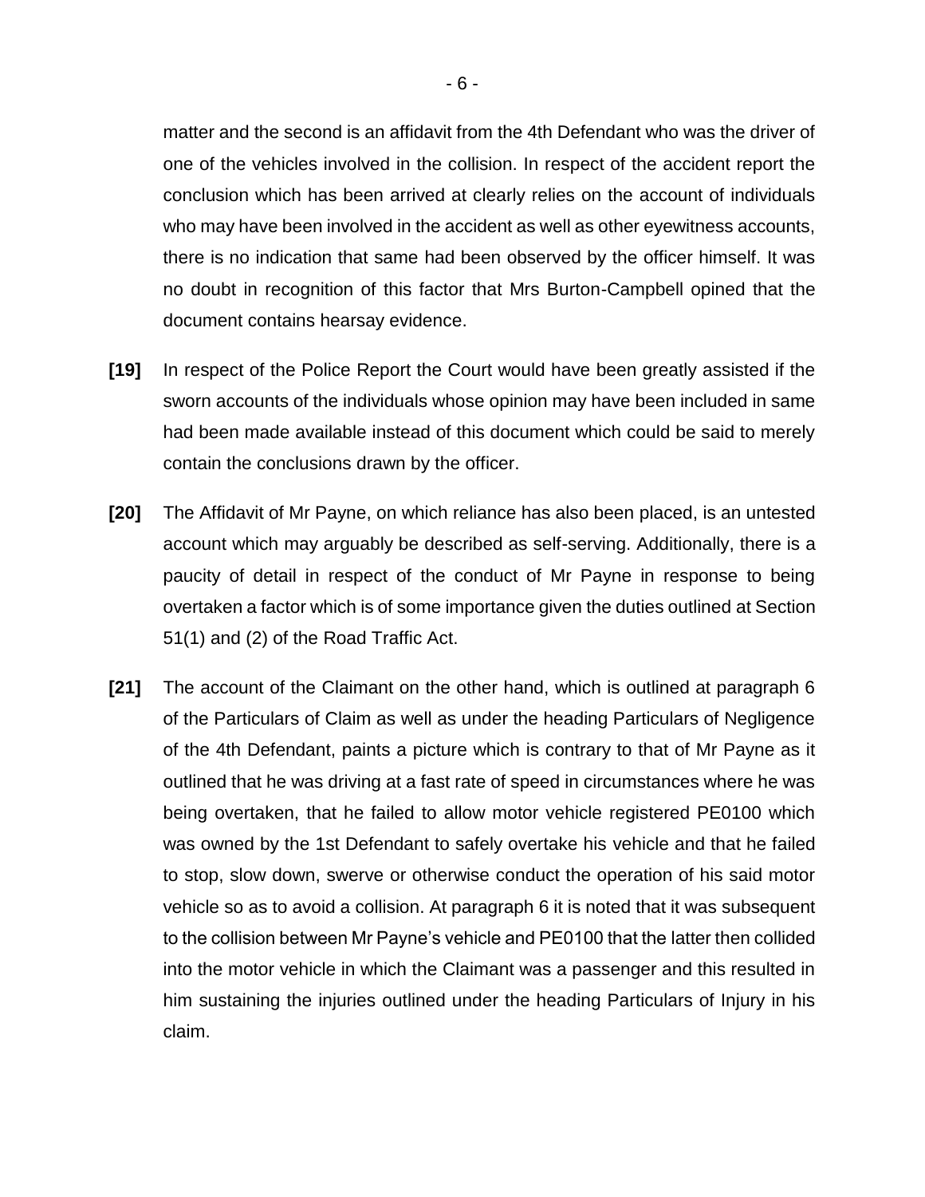matter and the second is an affidavit from the 4th Defendant who was the driver of one of the vehicles involved in the collision. In respect of the accident report the conclusion which has been arrived at clearly relies on the account of individuals who may have been involved in the accident as well as other eyewitness accounts, there is no indication that same had been observed by the officer himself. It was no doubt in recognition of this factor that Mrs Burton-Campbell opined that the document contains hearsay evidence.

**[19]** In respect of the Police Report the Court would have been greatly assisted if the sworn accounts of the individuals whose opinion may have been included in same had been made available instead of this document which could be said to merely contain the conclusions drawn by the officer.

**[20]** The Affidavit of Mr Payne, on which reliance has also been placed, is an untested account which may arguably be described as self-serving. Additionally, there is a paucity of detail in respect of the conduct of Mr Payne in response to being overtaken a factor which is of some importance given the duties outlined at Section 51(1) and (2) of the Road Traffic Act.

**[21]** The account of the Claimant on the other hand, which is outlined at paragraph 6 of the Particulars of Claim as well as under the heading Particulars of Negligence of the 4th Defendant, paints a picture which is contrary to that of Mr Payne as it outlined that he was driving at a fast rate of speed in circumstances where he was being overtaken, that he failed to allow motor vehicle registered PE0100 which was owned by the 1st Defendant to safely overtake his vehicle and that he failed to stop, slow down, swerve or otherwise conduct the operation of his said motor vehicle so as to avoid a collision. At paragraph 6 it is noted that it was subsequent to the collision between Mr Payne's vehicle and PE0100 that the latter then collided into the motor vehicle in which the Claimant was a passenger and this resulted in him sustaining the injuries outlined under the heading Particulars of Injury in his claim.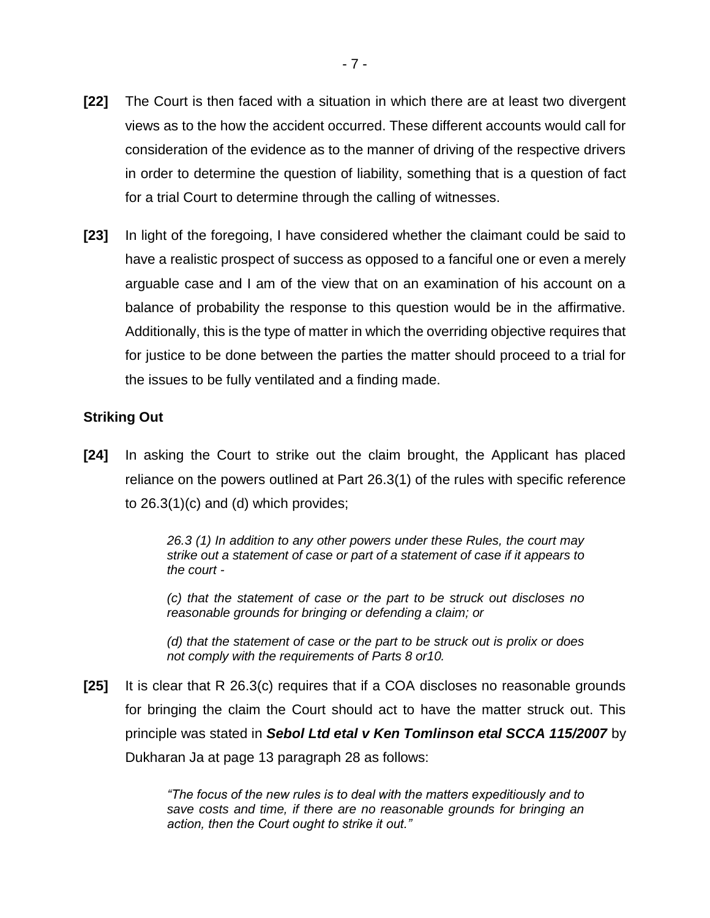**[22]** The Court is then faced with a situation in which there are at least two divergent views as to the how the accident occurred. These different accounts would call for consideration of the evidence as to the manner of driving of the respective drivers in order to determine the question of liability, something that is a question of fact for a trial Court to determine through the calling of witnesses.

**[23]** In light of the foregoing, I have considered whether the claimant could be said to have a realistic prospect of success as opposed to a fanciful one or even a merely arguable case and I am of the view that on an examination of his account on a balance of probability the response to this question would be in the affirmative. Additionally, this is the type of matter in which the overriding objective requires that for justice to be done between the parties the matter should proceed to a trial for the issues to be fully ventilated and a finding made.

**Striking Out**

**[24]** In asking the Court to strike out the claim brought, the Applicant has placed reliance on the powers outlined at Part 26.3(1) of the rules with specific reference to 26.3(1)(c) and (d) which provides;

> *26.3 (1) In addition to any other powers under these Rules, the court may strike out a statement of case or part of a statement of case if it appears to the court -*
>
> *(c) that the statement of case or the part to be struck out discloses no reasonable grounds for bringing or defending a claim; or*
>
> *(d) that the statement of case or the part to be struck out is prolix or does not comply with the requirements of Parts 8 or10.*

**[25]** It is clear that R 26.3(c) requires that if a COA discloses no reasonable grounds for bringing the claim the Court should act to have the matter struck out. This principle was stated in ***Sebol Ltd etal v Ken Tomlinson etal SCCA 115/2007*** by Dukharan Ja at page 13 paragraph 28 as follows:

> *"The focus of the new rules is to deal with the matters expeditiously and to save costs and time, if there are no reasonable grounds for bringing an action, then the Court ought to strike it out."*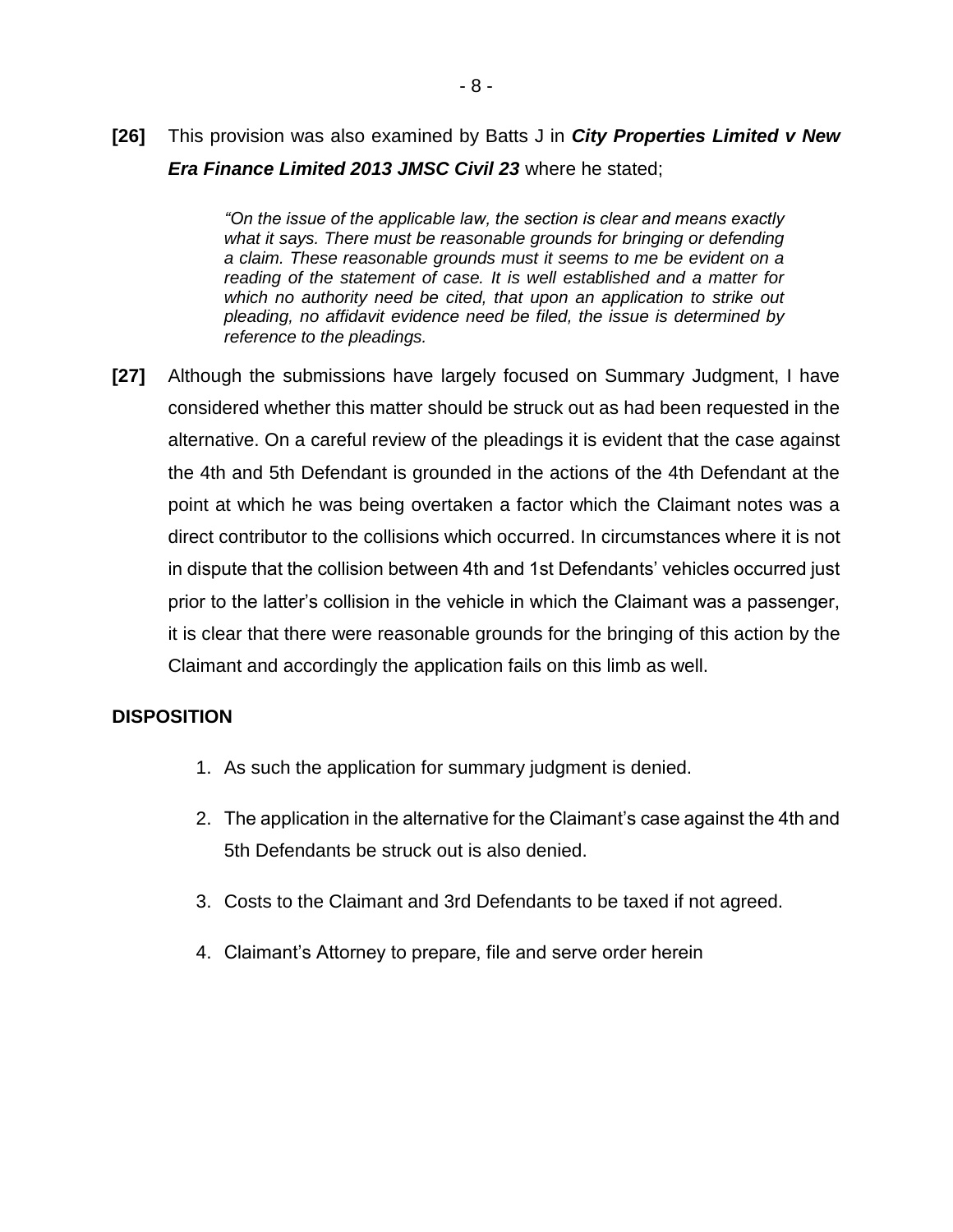**[26]** This provision was also examined by Batts J in ***City Properties Limited v New Era Finance Limited 2013 JMSC Civil 23*** where he stated;

> *"On the issue of the applicable law, the section is clear and means exactly what it says. There must be reasonable grounds for bringing or defending a claim. These reasonable grounds must it seems to me be evident on a reading of the statement of case. It is well established and a matter for which no authority need be cited, that upon an application to strike out pleading, no affidavit evidence need be filed, the issue is determined by reference to the pleadings.*

**[27]** Although the submissions have largely focused on Summary Judgment, I have considered whether this matter should be struck out as had been requested in the alternative. On a careful review of the pleadings it is evident that the case against the 4th and 5th Defendant is grounded in the actions of the 4th Defendant at the point at which he was being overtaken a factor which the Claimant notes was a direct contributor to the collisions which occurred. In circumstances where it is not in dispute that the collision between 4th and 1st Defendants' vehicles occurred just prior to the latter's collision in the vehicle in which the Claimant was a passenger, it is clear that there were reasonable grounds for the bringing of this action by the Claimant and accordingly the application fails on this limb as well.

## DISPOSITION

1. As such the application for summary judgment is denied.
2. The application in the alternative for the Claimant's case against the 4th and 5th Defendants be struck out is also denied.
3. Costs to the Claimant and 3rd Defendants to be taxed if not agreed.
4. Claimant's Attorney to prepare, file and serve order herein